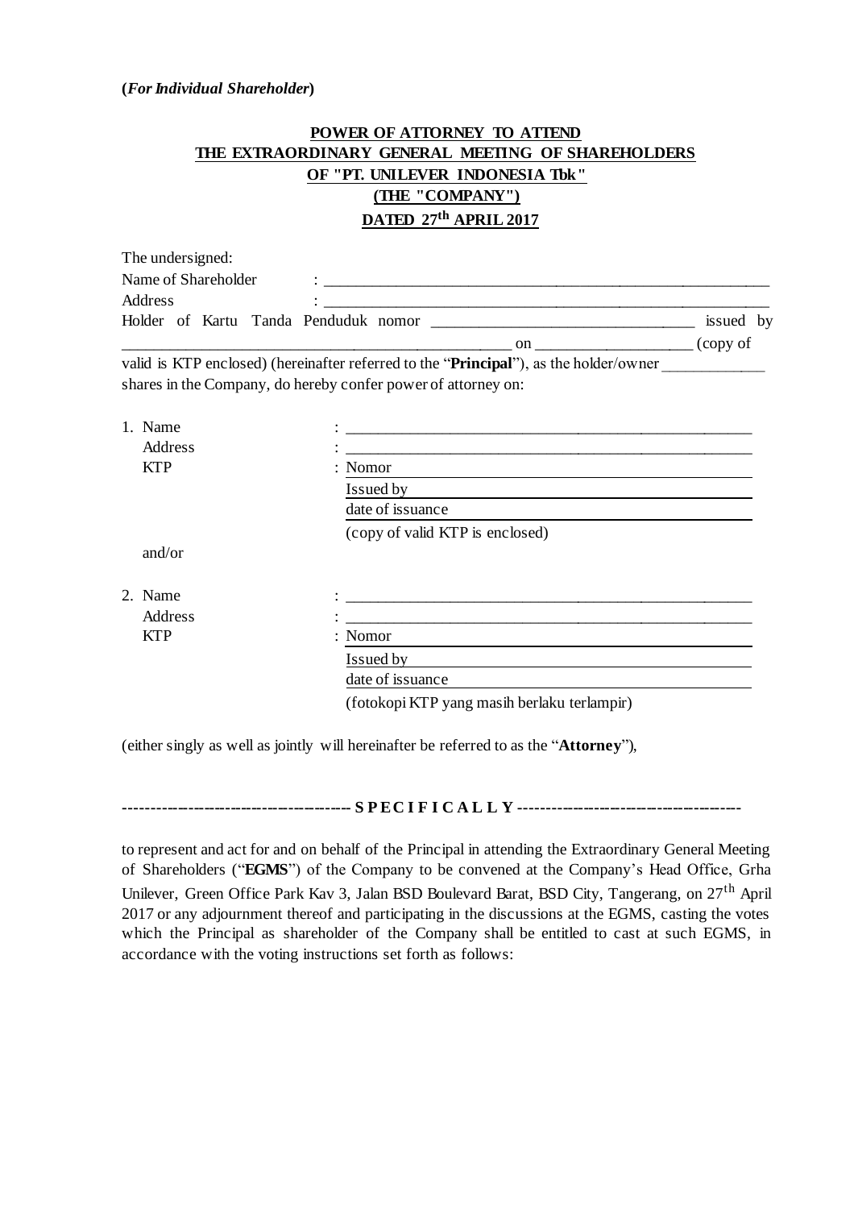**(*For Individual Shareholder*)**

**POWER OF ATTORNEY TO ATTEND**
**THE EXTRAORDINARY GENERAL MEETING OF SHAREHOLDERS**
**OF "PT. UNILEVER INDONESIA Tbk"**
**(THE "COMPANY")**
**DATED 27th APRIL 2017**

The undersigned:

Name of Shareholder : ______________________________________________

Address : ______________________________________________

Holder of Kartu Tanda Penduduk nomor ______________________________ issued by ________________________________________ on __________________ (copy of valid is KTP enclosed) (hereinafter referred to the "**Principal**"), as the holder/owner ____________ shares in the Company, do hereby confer power of attorney on:

1. Name : ______________________________________________

   Address : ______________________________________________

   KTP : Nomor ______________________________________________

   Issued by ______________________________________________

   date of issuance ______________________________________________

   (copy of valid KTP is enclosed)

   and/or

2. Name : ______________________________________________

   Address : ______________________________________________

   KTP : Nomor ______________________________________________

   Issued by ______________________________________________

   date of issuance ______________________________________________

   (fotokopi KTP yang masih berlaku terlampir)

(either singly as well as jointly will hereinafter be referred to as the "**Attorney**"),

------------------------------------------ **S P E C I F I C A L L Y** ------------------------------------------

to represent and act for and on behalf of the Principal in attending the Extraordinary General Meeting of Shareholders ("**EGMS**") of the Company to be convened at the Company's Head Office, Grha Unilever, Green Office Park Kav 3, Jalan BSD Boulevard Barat, BSD City, Tangerang, on 27th April 2017 or any adjournment thereof and participating in the discussions at the EGMS, casting the votes which the Principal as shareholder of the Company shall be entitled to cast at such EGMS, in accordance with the voting instructions set forth as follows: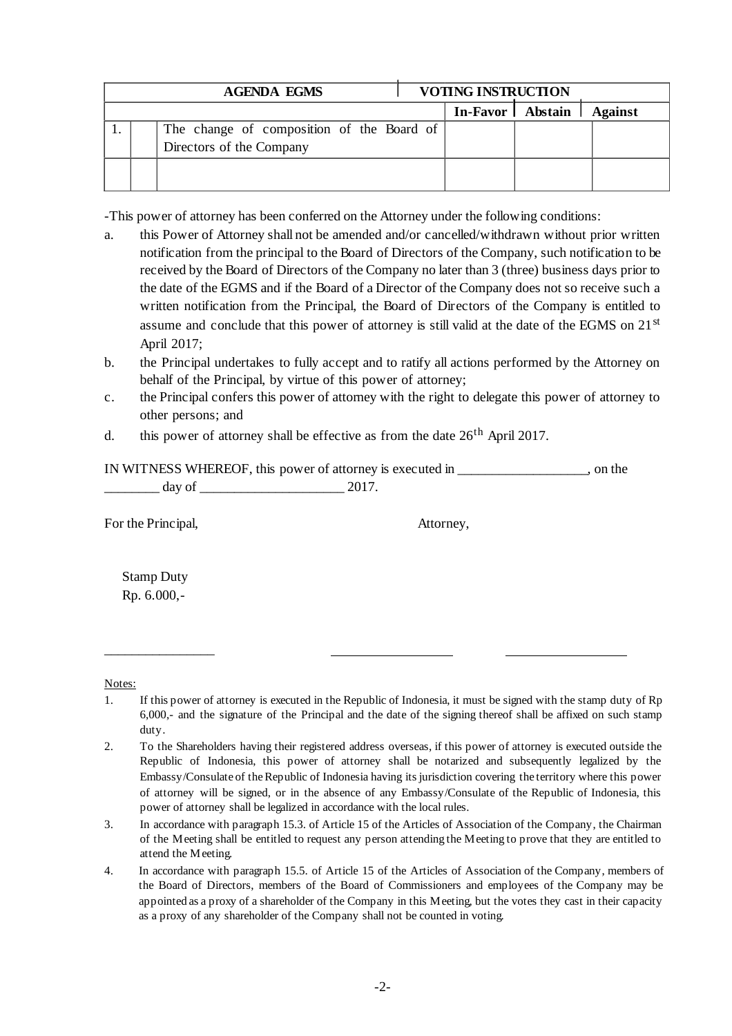| AGENDA EGMS | | | VOTING INSTRUCTION | | |
|---|---|---|---|---|---|
| | | | In-Favor | Abstain | Against |
| 1. | | The change of composition of the Board of Directors of the Company | | | |
| | | | | | |

-This power of attorney has been conferred on the Attorney under the following conditions:

a. this Power of Attorney shall not be amended and/or cancelled/withdrawn without prior written notification from the principal to the Board of Directors of the Company, such notification to be received by the Board of Directors of the Company no later than 3 (three) business days prior to the date of the EGMS and if the Board of a Director of the Company does not so receive such a written notification from the Principal, the Board of Directors of the Company is entitled to assume and conclude that this power of attorney is still valid at the date of the EGMS on 21st April 2017;

b. the Principal undertakes to fully accept and to ratify all actions performed by the Attorney on behalf of the Principal, by virtue of this power of attorney;

c. the Principal confers this power of attorney with the right to delegate this power of attorney to other persons; and

d. this power of attorney shall be effective as from the date 26th April 2017.

IN WITNESS WHEREOF, this power of attorney is executed in __________________, on the ________ day of ____________________ 2017.

For the Principal, Attorney,

Stamp Duty
Rp. 6.000,-

________________ __________________ __________________

Notes:

1. If this power of attorney is executed in the Republic of Indonesia, it must be signed with the stamp duty of Rp 6,000,- and the signature of the Principal and the date of the signing thereof shall be affixed on such stamp duty.
2. To the Shareholders having their registered address overseas, if this power of attorney is executed outside the Republic of Indonesia, this power of attorney shall be notarized and subsequently legalized by the Embassy/Consulate of the Republic of Indonesia having its jurisdiction covering the territory where this power of attorney will be signed, or in the absence of any Embassy/Consulate of the Republic of Indonesia, this power of attorney shall be legalized in accordance with the local rules.
3. In accordance with paragraph 15.3. of Article 15 of the Articles of Association of the Company, the Chairman of the Meeting shall be entitled to request any person attending the Meeting to prove that they are entitled to attend the Meeting.
4. In accordance with paragraph 15.5. of Article 15 of the Articles of Association of the Company, members of the Board of Directors, members of the Board of Commissioners and employees of the Company may be appointed as a proxy of a shareholder of the Company in this Meeting, but the votes they cast in their capacity as a proxy of any shareholder of the Company shall not be counted in voting.